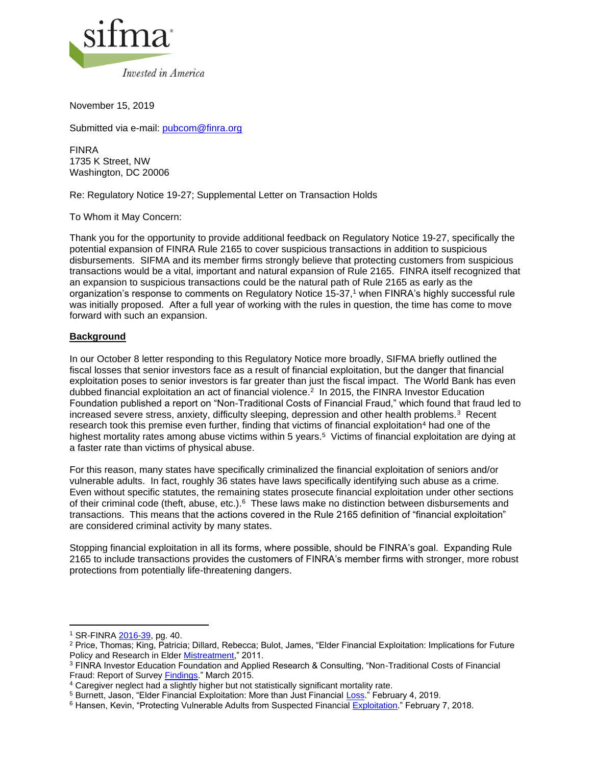sifma

*Invested in America*

November 15, 2019

Submitted via e-mail: [pubcom@finra.org](mailto:pubcom@finra.org)

FINRA
1735 K Street, NW
Washington, DC 20006

Re: Regulatory Notice 19-27; Supplemental Letter on Transaction Holds

To Whom it May Concern:

Thank you for the opportunity to provide additional feedback on Regulatory Notice 19-27, specifically the potential expansion of FINRA Rule 2165 to cover suspicious transactions in addition to suspicious disbursements. SIFMA and its member firms strongly believe that protecting customers from suspicious transactions would be a vital, important and natural expansion of Rule 2165. FINRA itself recognized that an expansion to suspicious transactions could be the natural path of Rule 2165 as early as the organization's response to comments on Regulatory Notice 15-37,[1] when FINRA's highly successful rule was initially proposed. After a full year of working with the rules in question, the time has come to move forward with such an expansion.

**Background**

In our October 8 letter responding to this Regulatory Notice more broadly, SIFMA briefly outlined the fiscal losses that senior investors face as a result of financial exploitation, but the danger that financial exploitation poses to senior investors is far greater than just the fiscal impact. The World Bank has even dubbed financial exploitation an act of financial violence.[2] In 2015, the FINRA Investor Education Foundation published a report on "Non-Traditional Costs of Financial Fraud," which found that fraud led to increased severe stress, anxiety, difficulty sleeping, depression and other health problems.[3] Recent research took this premise even further, finding that victims of financial exploitation[4] had one of the highest mortality rates among abuse victims within 5 years.[5] Victims of financial exploitation are dying at a faster rate than victims of physical abuse.

For this reason, many states have specifically criminalized the financial exploitation of seniors and/or vulnerable adults. In fact, roughly 36 states have laws specifically identifying such abuse as a crime. Even without specific statutes, the remaining states prosecute financial exploitation under other sections of their criminal code (theft, abuse, etc.).[6] These laws make no distinction between disbursements and transactions. This means that the actions covered in the Rule 2165 definition of "financial exploitation" are considered criminal activity by many states.

Stopping financial exploitation in all its forms, where possible, should be FINRA's goal. Expanding Rule 2165 to include transactions provides the customers of FINRA's member firms with stronger, more robust protections from potentially life-threatening dangers.

---

[1] SR-FINRA 2016-39, pg. 40.

[2] Price, Thomas; King, Patricia; Dillard, Rebecca; Bulot, James, "Elder Financial Exploitation: Implications for Future Policy and Research in Elder Mistreatment," 2011.

[3] FINRA Investor Education Foundation and Applied Research & Consulting, "Non-Traditional Costs of Financial Fraud: Report of Survey Findings." March 2015.

[4] Caregiver neglect had a slightly higher but not statistically significant mortality rate.

[5] Burnett, Jason, "Elder Financial Exploitation: More than Just Financial Loss." February 4, 2019.

[6] Hansen, Kevin, "Protecting Vulnerable Adults from Suspected Financial Exploitation." February 7, 2018.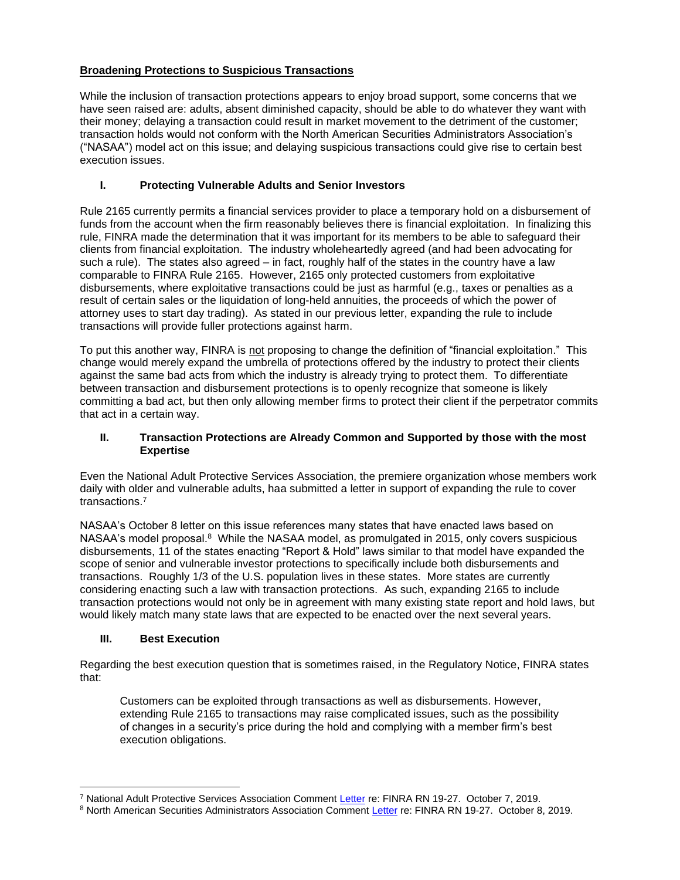**Broadening Protections to Suspicious Transactions**

While the inclusion of transaction protections appears to enjoy broad support, some concerns that we have seen raised are: adults, absent diminished capacity, should be able to do whatever they want with their money; delaying a transaction could result in market movement to the detriment of the customer; transaction holds would not conform with the North American Securities Administrators Association's ("NASAA") model act on this issue; and delaying suspicious transactions could give rise to certain best execution issues.

## I. Protecting Vulnerable Adults and Senior Investors

Rule 2165 currently permits a financial services provider to place a temporary hold on a disbursement of funds from the account when the firm reasonably believes there is financial exploitation. In finalizing this rule, FINRA made the determination that it was important for its members to be able to safeguard their clients from financial exploitation. The industry wholeheartedly agreed (and had been advocating for such a rule). The states also agreed – in fact, roughly half of the states in the country have a law comparable to FINRA Rule 2165. However, 2165 only protected customers from exploitative disbursements, where exploitative transactions could be just as harmful (e.g., taxes or penalties as a result of certain sales or the liquidation of long-held annuities, the proceeds of which the power of attorney uses to start day trading). As stated in our previous letter, expanding the rule to include transactions will provide fuller protections against harm.

To put this another way, FINRA is not proposing to change the definition of "financial exploitation." This change would merely expand the umbrella of protections offered by the industry to protect their clients against the same bad acts from which the industry is already trying to protect them. To differentiate between transaction and disbursement protections is to openly recognize that someone is likely committing a bad act, but then only allowing member firms to protect their client if the perpetrator commits that act in a certain way.

## II. Transaction Protections are Already Common and Supported by those with the most Expertise

Even the National Adult Protective Services Association, the premiere organization whose members work daily with older and vulnerable adults, haa submitted a letter in support of expanding the rule to cover transactions.[7]

NASAA's October 8 letter on this issue references many states that have enacted laws based on NASAA's model proposal.[8] While the NASAA model, as promulgated in 2015, only covers suspicious disbursements, 11 of the states enacting "Report & Hold" laws similar to that model have expanded the scope of senior and vulnerable investor protections to specifically include both disbursements and transactions. Roughly 1/3 of the U.S. population lives in these states. More states are currently considering enacting such a law with transaction protections. As such, expanding 2165 to include transaction protections would not only be in agreement with many existing state report and hold laws, but would likely match many state laws that are expected to be enacted over the next several years.

## III. Best Execution

Regarding the best execution question that is sometimes raised, in the Regulatory Notice, FINRA states that:

> Customers can be exploited through transactions as well as disbursements. However, extending Rule 2165 to transactions may raise complicated issues, such as the possibility of changes in a security's price during the hold and complying with a member firm's best execution obligations.

---

[7] National Adult Protective Services Association Comment Letter re: FINRA RN 19-27. October 7, 2019.

[8] North American Securities Administrators Association Comment Letter re: FINRA RN 19-27. October 8, 2019.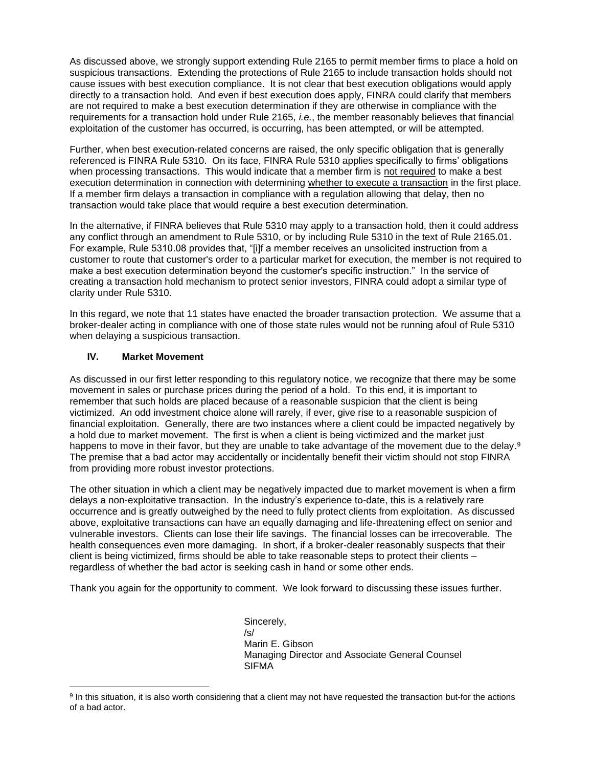As discussed above, we strongly support extending Rule 2165 to permit member firms to place a hold on suspicious transactions. Extending the protections of Rule 2165 to include transaction holds should not cause issues with best execution compliance. It is not clear that best execution obligations would apply directly to a transaction hold. And even if best execution does apply, FINRA could clarify that members are not required to make a best execution determination if they are otherwise in compliance with the requirements for a transaction hold under Rule 2165, *i.e.*, the member reasonably believes that financial exploitation of the customer has occurred, is occurring, has been attempted, or will be attempted.

Further, when best execution-related concerns are raised, the only specific obligation that is generally referenced is FINRA Rule 5310. On its face, FINRA Rule 5310 applies specifically to firms' obligations when processing transactions. This would indicate that a member firm is <u>not required</u> to make a best execution determination in connection with determining <u>whether to execute a transaction</u> in the first place. If a member firm delays a transaction in compliance with a regulation allowing that delay, then no transaction would take place that would require a best execution determination.

In the alternative, if FINRA believes that Rule 5310 may apply to a transaction hold, then it could address any conflict through an amendment to Rule 5310, or by including Rule 5310 in the text of Rule 2165.01. For example, Rule 5310.08 provides that, "[i]f a member receives an unsolicited instruction from a customer to route that customer's order to a particular market for execution, the member is not required to make a best execution determination beyond the customer's specific instruction." In the service of creating a transaction hold mechanism to protect senior investors, FINRA could adopt a similar type of clarity under Rule 5310.

In this regard, we note that 11 states have enacted the broader transaction protection. We assume that a broker-dealer acting in compliance with one of those state rules would not be running afoul of Rule 5310 when delaying a suspicious transaction.

### IV. Market Movement

As discussed in our first letter responding to this regulatory notice, we recognize that there may be some movement in sales or purchase prices during the period of a hold. To this end, it is important to remember that such holds are placed because of a reasonable suspicion that the client is being victimized. An odd investment choice alone will rarely, if ever, give rise to a reasonable suspicion of financial exploitation. Generally, there are two instances where a client could be impacted negatively by a hold due to market movement. The first is when a client is being victimized and the market just happens to move in their favor, but they are unable to take advantage of the movement due to the delay.[9] The premise that a bad actor may accidentally or incidentally benefit their victim should not stop FINRA from providing more robust investor protections.

The other situation in which a client may be negatively impacted due to market movement is when a firm delays a non-exploitative transaction. In the industry's experience to-date, this is a relatively rare occurrence and is greatly outweighed by the need to fully protect clients from exploitation. As discussed above, exploitative transactions can have an equally damaging and life-threatening effect on senior and vulnerable investors. Clients can lose their life savings. The financial losses can be irrecoverable. The health consequences even more damaging. In short, if a broker-dealer reasonably suspects that their client is being victimized, firms should be able to take reasonable steps to protect their clients – regardless of whether the bad actor is seeking cash in hand or some other ends.

Thank you again for the opportunity to comment. We look forward to discussing these issues further.

Sincerely,
/s/
Marin E. Gibson
Managing Director and Associate General Counsel
SIFMA

---

[9] In this situation, it is also worth considering that a client may not have requested the transaction but-for the actions of a bad actor.